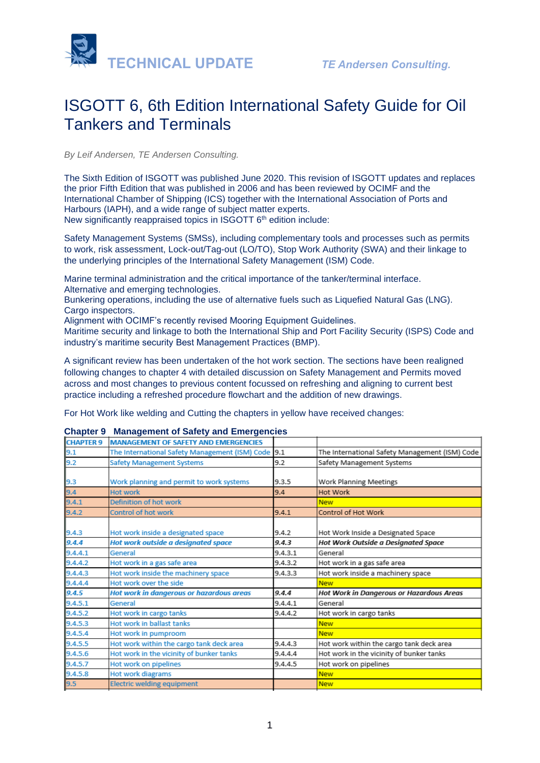**TECHNICAL UPDATE** *TE Andersen Consulting.*

# ISGOTT 6, 6th Edition International Safety Guide for Oil Tankers and Terminals

*By Leif Andersen, TE Andersen Consulting.*

The Sixth Edition of ISGOTT was published June 2020. This revision of ISGOTT updates and replaces the prior Fifth Edition that was published in 2006 and has been reviewed by OCIMF and the International Chamber of Shipping (ICS) together with the International Association of Ports and Harbours (IAPH), and a wide range of subject matter experts.
New significantly reappraised topics in ISGOTT 6th edition include:

Safety Management Systems (SMSs), including complementary tools and processes such as permits to work, risk assessment, Lock-out/Tag-out (LO/TO), Stop Work Authority (SWA) and their linkage to the underlying principles of the International Safety Management (ISM) Code.

Marine terminal administration and the critical importance of the tanker/terminal interface.
Alternative and emerging technologies.
Bunkering operations, including the use of alternative fuels such as Liquefied Natural Gas (LNG).
Cargo inspectors.
Alignment with OCIMF's recently revised Mooring Equipment Guidelines.
Maritime security and linkage to both the International Ship and Port Facility Security (ISPS) Code and industry's maritime security Best Management Practices (BMP).

A significant review has been undertaken of the hot work section. The sections have been realigned following changes to chapter 4 with detailed discussion on Safety Management and Permits moved across and most changes to previous content focussed on refreshing and aligning to current best practice including a refreshed procedure flowchart and the addition of new drawings.

For Hot Work like welding and Cutting the chapters in yellow have received changes:

**Chapter 9 Management of Safety and Emergencies**

| CHAPTER 9 | MANAGEMENT OF SAFETY AND EMERGENCIES | | |
|---|---|---|---|
| 9.1 | The International Safety Management (ISM) Code | 9.1 | The International Safety Management (ISM) Code |
| 9.2 | Safety Management Systems | 9.2 | Safety Management Systems |
| 9.3 | Work planning and permit to work systems | 9.3.5 | Work Planning Meetings |
| 9.4 | Hot work | 9.4 | Hot Work |
| 9.4.1 | Definition of hot work | | New |
| 9.4.2 | Control of hot work | 9.4.1 | Control of Hot Work |
| 9.4.3 | Hot work inside a designated space | 9.4.2 | Hot Work Inside a Designated Space |
| *9.4.4* | *Hot work outside a designated space* | *9.4.3* | *Hot Work Outside a Designated Space* |
| 9.4.4.1 | General | 9.4.3.1 | General |
| 9.4.4.2 | Hot work in a gas safe area | 9.4.3.2 | Hot work in a gas safe area |
| 9.4.4.3 | Hot work inside the machinery space | 9.4.3.3 | Hot work inside a machinery space |
| 9.4.4.4 | Hot work over the side | | New |
| *9.4.5* | *Hot work in dangerous or hazardous areas* | *9.4.4* | *Hot Work in Dangerous or Hazardous Areas* |
| 9.4.5.1 | General | 9.4.4.1 | General |
| 9.4.5.2 | Hot work in cargo tanks | 9.4.4.2 | Hot work in cargo tanks |
| 9.4.5.3 | Hot work in ballast tanks | | New |
| 9.4.5.4 | Hot work in pumproom | | New |
| 9.4.5.5 | Hot work within the cargo tank deck area | 9.4.4.3 | Hot work within the cargo tank deck area |
| 9.4.5.6 | Hot work in the vicinity of bunker tanks | 9.4.4.4 | Hot work in the vicinity of bunker tanks |
| 9.4.5.7 | Hot work on pipelines | 9.4.4.5 | Hot work on pipelines |
| 9.4.5.8 | Hot work diagrams | | New |
| 9.5 | Electric welding equipment | | New |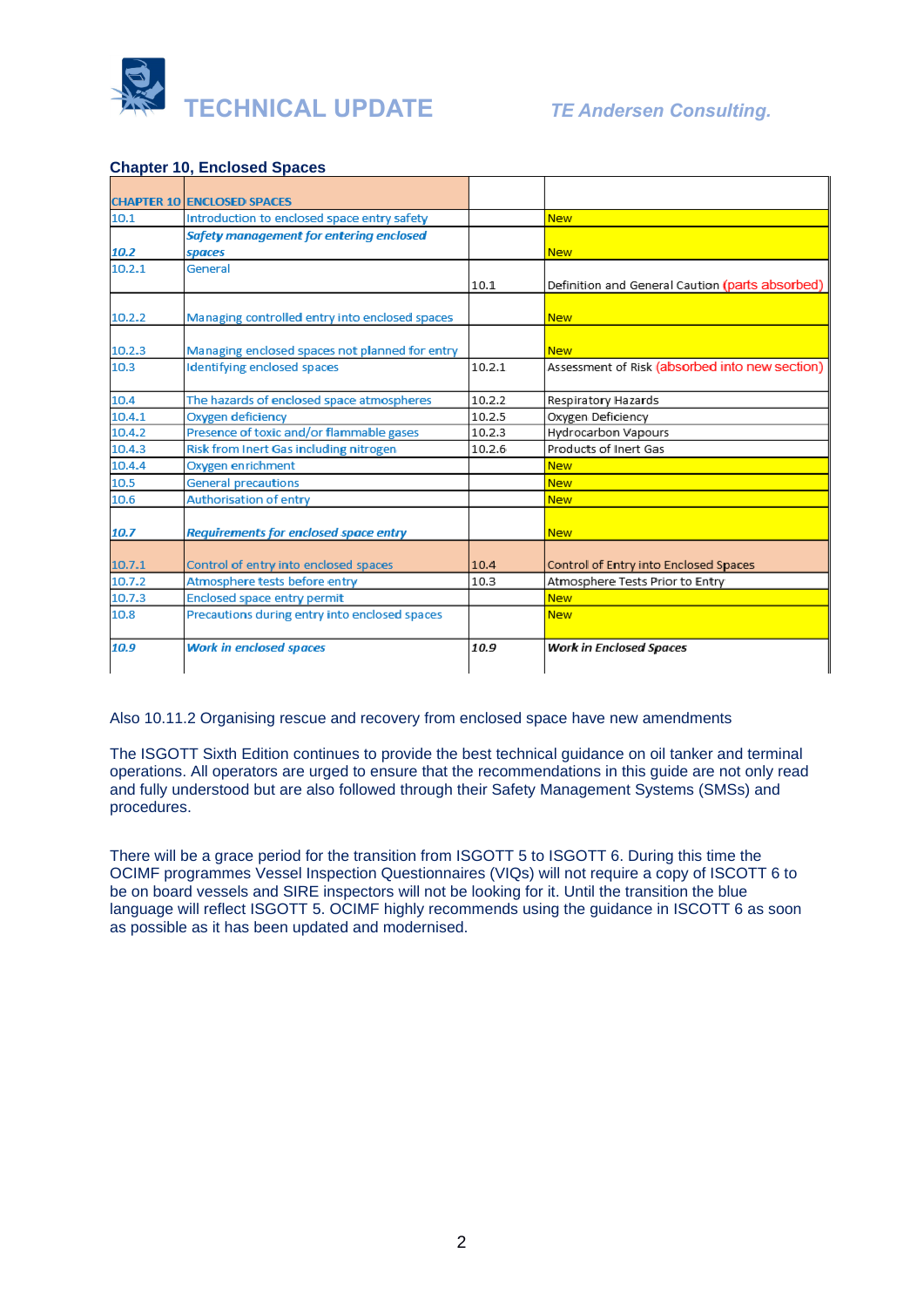### Chapter 10, Enclosed Spaces

| CHAPTER 10 | ENCLOSED SPACES | | |
|---|---|---|---|
| 10.1 | Introduction to enclosed space entry safety | | New |
| ***10.2*** | ***Safety management for entering enclosed spaces*** | | New |
| 10.2.1 | General | 10.1 | Definition and General Caution (parts absorbed) |
| 10.2.2 | Managing controlled entry into enclosed spaces | | New |
| 10.2.3 | Managing enclosed spaces not planned for entry | | New |
| 10.3 | Identifying enclosed spaces | 10.2.1 | Assessment of Risk (absorbed into new section) |
| 10.4 | The hazards of enclosed space atmospheres | 10.2.2 | Respiratory Hazards |
| 10.4.1 | Oxygen deficiency | 10.2.5 | Oxygen Deficiency |
| 10.4.2 | Presence of toxic and/or flammable gases | 10.2.3 | Hydrocarbon Vapours |
| 10.4.3 | Risk from Inert Gas including nitrogen | 10.2.6 | Products of Inert Gas |
| 10.4.4 | Oxygen enrichment | | New |
| 10.5 | General precautions | | New |
| 10.6 | Authorisation of entry | | New |
| ***10.7*** | ***Requirements for enclosed space entry*** | | New |
| 10.7.1 | Control of entry into enclosed spaces | 10.4 | Control of Entry into Enclosed Spaces |
| 10.7.2 | Atmosphere tests before entry | 10.3 | Atmosphere Tests Prior to Entry |
| 10.7.3 | Enclosed space entry permit | | New |
| 10.8 | Precautions during entry into enclosed spaces | | New |
| ***10.9*** | ***Work in enclosed spaces*** | ***10.9*** | ***Work in Enclosed Spaces*** |

Also 10.11.2 Organising rescue and recovery from enclosed space have new amendments

The ISGOTT Sixth Edition continues to provide the best technical guidance on oil tanker and terminal operations. All operators are urged to ensure that the recommendations in this guide are not only read and fully understood but are also followed through their Safety Management Systems (SMSs) and procedures.

There will be a grace period for the transition from ISGOTT 5 to ISGOTT 6. During this time the OCIMF programmes Vessel Inspection Questionnaires (VIQs) will not require a copy of ISCOTT 6 to be on board vessels and SIRE inspectors will not be looking for it. Until the transition the blue language will reflect ISGOTT 5. OCIMF highly recommends using the guidance in ISCOTT 6 as soon as possible as it has been updated and modernised.